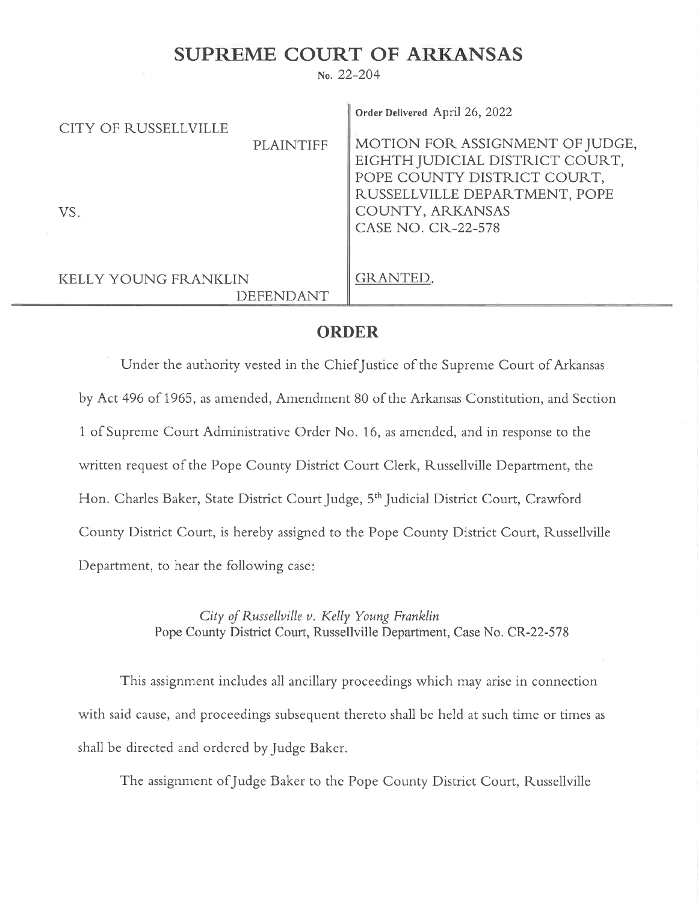# SUPREME COURT OF ARKANSAS

No. 22-204

| | |
|---|---|
| CITY OF RUSSELLVILLE<br>PLAINTIFF<br><br>VS.<br><br>KELLY YOUNG FRANKLIN<br>DEFENDANT | Order Delivered April 26, 2022<br><br>MOTION FOR ASSIGNMENT OF JUDGE, EIGHTH JUDICIAL DISTRICT COURT, POPE COUNTY DISTRICT COURT, RUSSELLVILLE DEPARTMENT, POPE COUNTY, ARKANSAS<br>CASE NO. CR-22-578<br><br>GRANTED. |

## ORDER

Under the authority vested in the Chief Justice of the Supreme Court of Arkansas by Act 496 of 1965, as amended, Amendment 80 of the Arkansas Constitution, and Section 1 of Supreme Court Administrative Order No. 16, as amended, and in response to the written request of the Pope County District Court Clerk, Russellville Department, the Hon. Charles Baker, State District Court Judge, 5th Judicial District Court, Crawford County District Court, is hereby assigned to the Pope County District Court, Russellville Department, to hear the following case:

*City of Russellville v. Kelly Young Franklin*
Pope County District Court, Russellville Department, Case No. CR-22-578

This assignment includes all ancillary proceedings which may arise in connection with said cause, and proceedings subsequent thereto shall be held at such time or times as shall be directed and ordered by Judge Baker.

The assignment of Judge Baker to the Pope County District Court, Russellville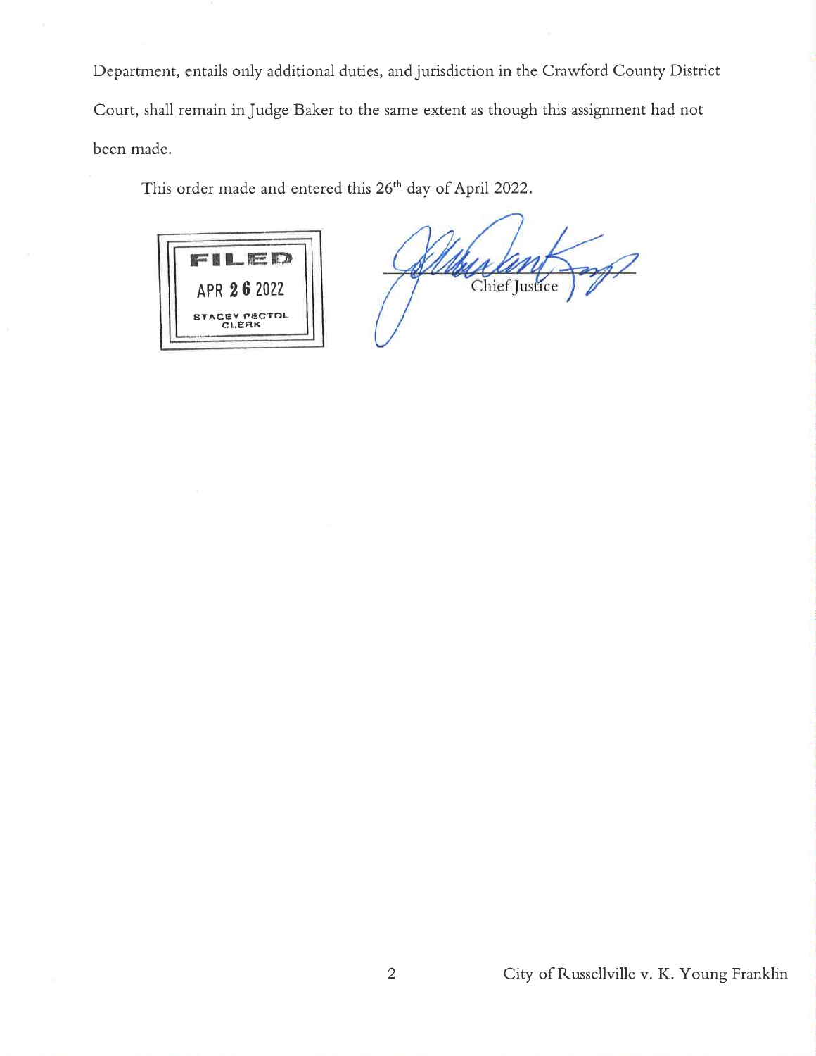Department, entails only additional duties, and jurisdiction in the Crawford County District Court, shall remain in Judge Baker to the same extent as though this assignment had not been made.

This order made and entered this 26th day of April 2022.

FILED
APR 26 2022
STACEY PECTOL
CLERK

Chief Justice

City of Russellville v. K. Young Franklin